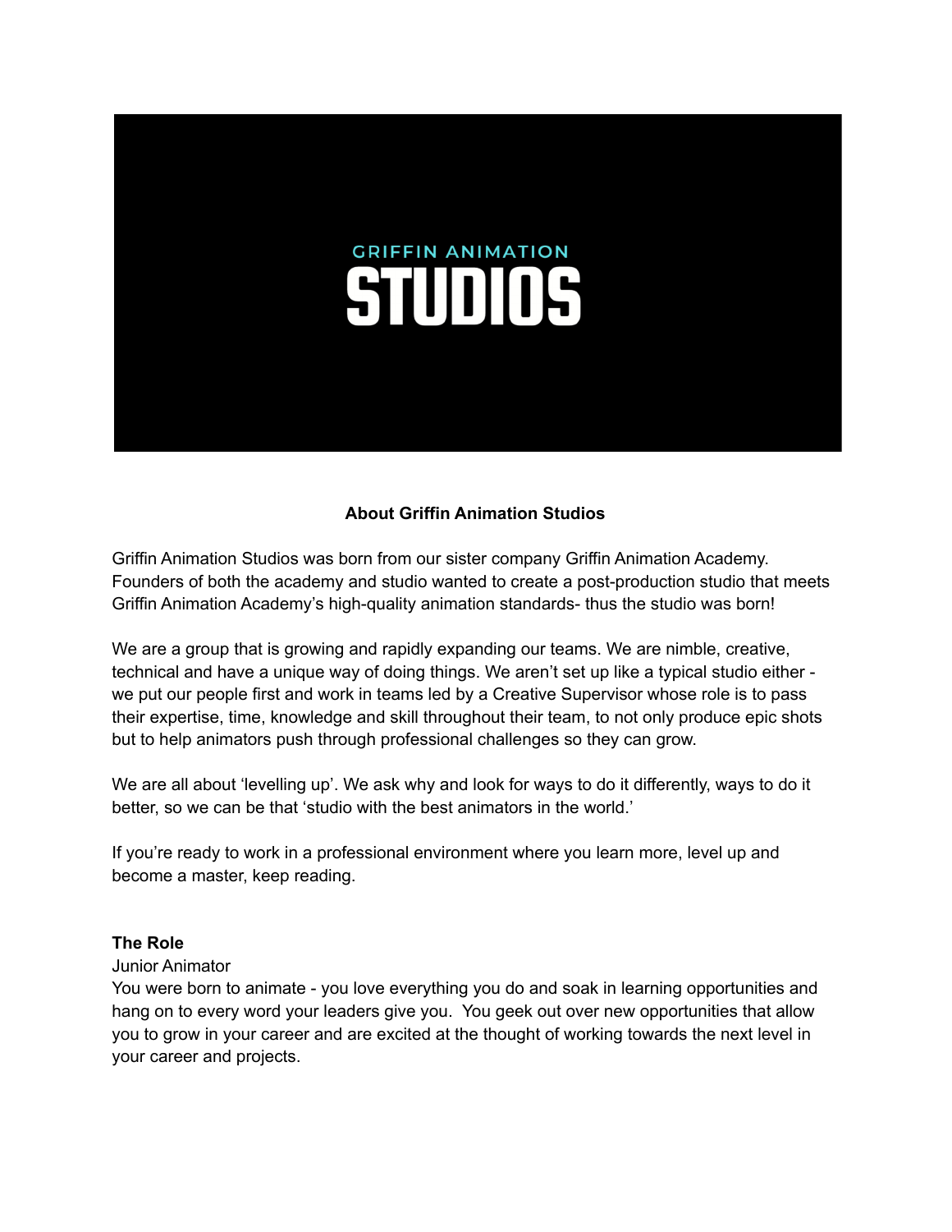GRIFFIN ANIMATION

# STUDIOS

**About Griffin Animation Studios**

Griffin Animation Studios was born from our sister company Griffin Animation Academy. Founders of both the academy and studio wanted to create a post-production studio that meets Griffin Animation Academy's high-quality animation standards- thus the studio was born!

We are a group that is growing and rapidly expanding our teams. We are nimble, creative, technical and have a unique way of doing things. We aren't set up like a typical studio either - we put our people first and work in teams led by a Creative Supervisor whose role is to pass their expertise, time, knowledge and skill throughout their team, to not only produce epic shots but to help animators push through professional challenges so they can grow.

We are all about 'levelling up'. We ask why and look for ways to do it differently, ways to do it better, so we can be that 'studio with the best animators in the world.'

If you're ready to work in a professional environment where you learn more, level up and become a master, keep reading.

**The Role**

Junior Animator

You were born to animate - you love everything you do and soak in learning opportunities and hang on to every word your leaders give you. You geek out over new opportunities that allow you to grow in your career and are excited at the thought of working towards the next level in your career and projects.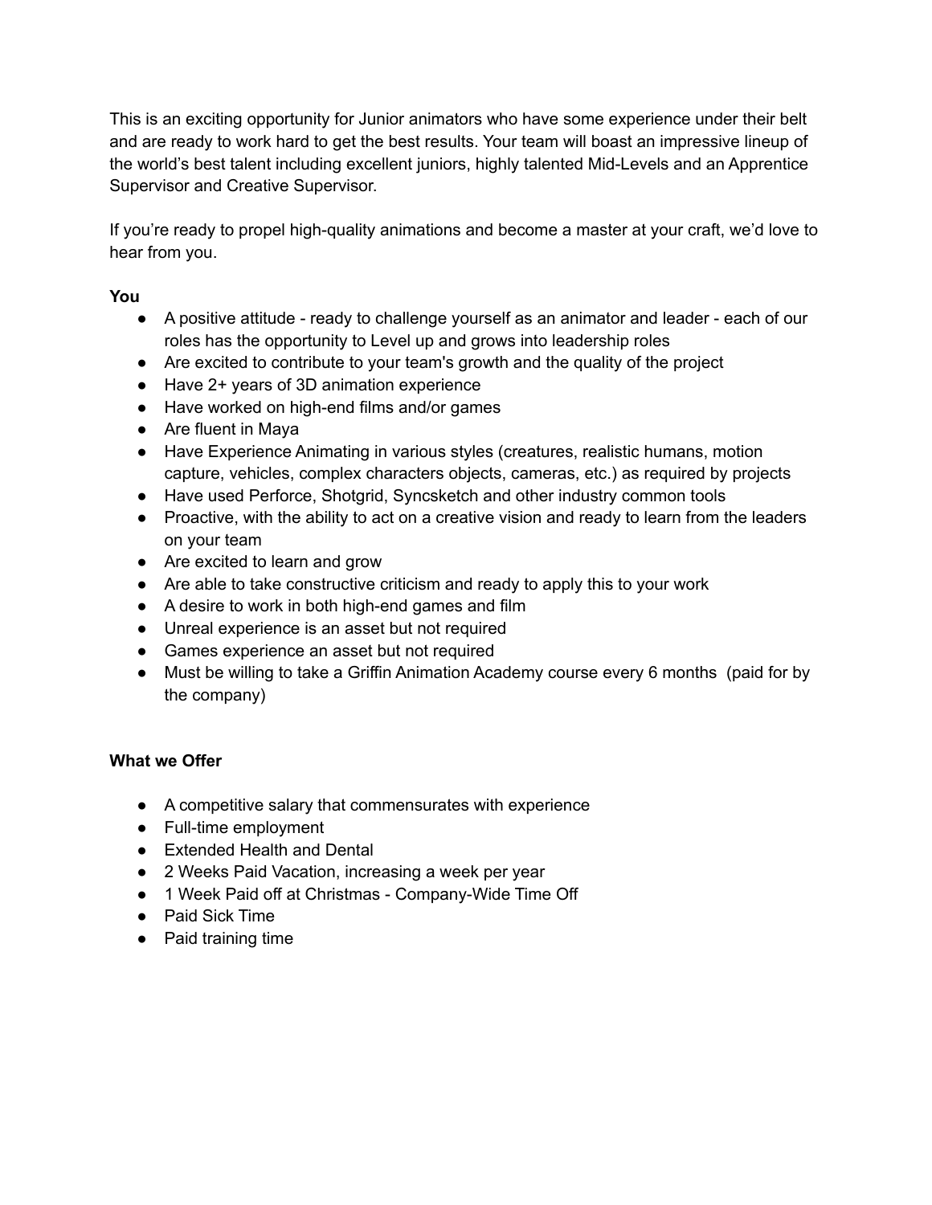This is an exciting opportunity for Junior animators who have some experience under their belt and are ready to work hard to get the best results. Your team will boast an impressive lineup of the world's best talent including excellent juniors, highly talented Mid-Levels and an Apprentice Supervisor and Creative Supervisor.

If you're ready to propel high-quality animations and become a master at your craft, we'd love to hear from you.

**You**

- A positive attitude - ready to challenge yourself as an animator and leader - each of our roles has the opportunity to Level up and grows into leadership roles
- Are excited to contribute to your team's growth and the quality of the project
- Have 2+ years of 3D animation experience
- Have worked on high-end films and/or games
- Are fluent in Maya
- Have Experience Animating in various styles (creatures, realistic humans, motion capture, vehicles, complex characters objects, cameras, etc.) as required by projects
- Have used Perforce, Shotgrid, Syncsketch and other industry common tools
- Proactive, with the ability to act on a creative vision and ready to learn from the leaders on your team
- Are excited to learn and grow
- Are able to take constructive criticism and ready to apply this to your work
- A desire to work in both high-end games and film
- Unreal experience is an asset but not required
- Games experience an asset but not required
- Must be willing to take a Griffin Animation Academy course every 6 months (paid for by the company)

**What we Offer**

- A competitive salary that commensurates with experience
- Full-time employment
- Extended Health and Dental
- 2 Weeks Paid Vacation, increasing a week per year
- 1 Week Paid off at Christmas - Company-Wide Time Off
- Paid Sick Time
- Paid training time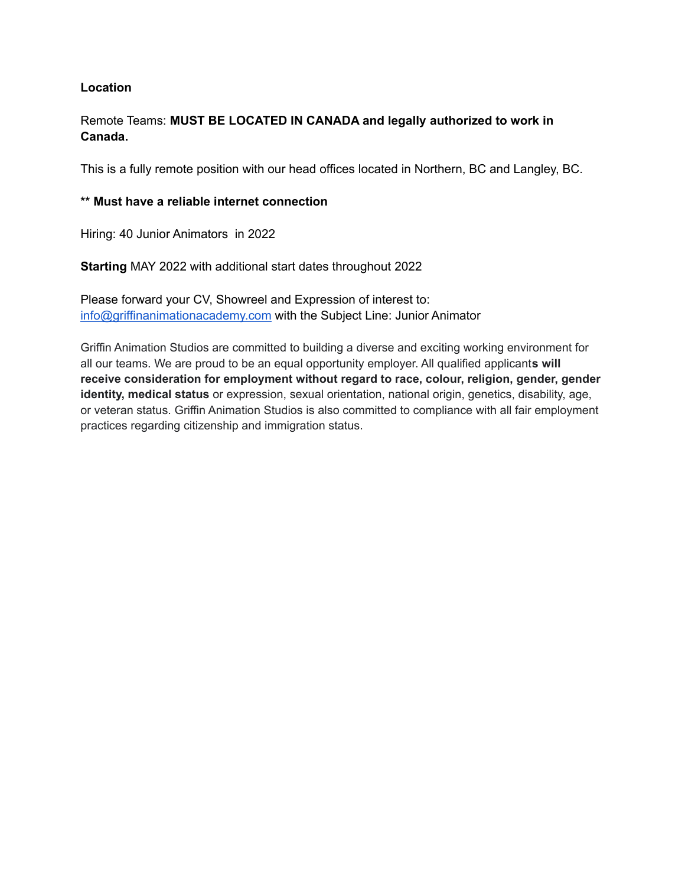**Location**

Remote Teams: **MUST BE LOCATED IN CANADA and legally authorized to work in Canada.**

This is a fully remote position with our head offices located in Northern, BC and Langley, BC.

**** Must have a reliable internet connection**

Hiring: 40 Junior Animators in 2022

**Starting** MAY 2022 with additional start dates throughout 2022

Please forward your CV, Showreel and Expression of interest to: info@griffinanimationacademy.com with the Subject Line: Junior Animator

Griffin Animation Studios are committed to building a diverse and exciting working environment for all our teams. We are proud to be an equal opportunity employer. All qualified applicant**s will receive consideration for employment without regard to race, colour, religion, gender, gender identity, medical status** or expression, sexual orientation, national origin, genetics, disability, age, or veteran status. Griffin Animation Studios is also committed to compliance with all fair employment practices regarding citizenship and immigration status.